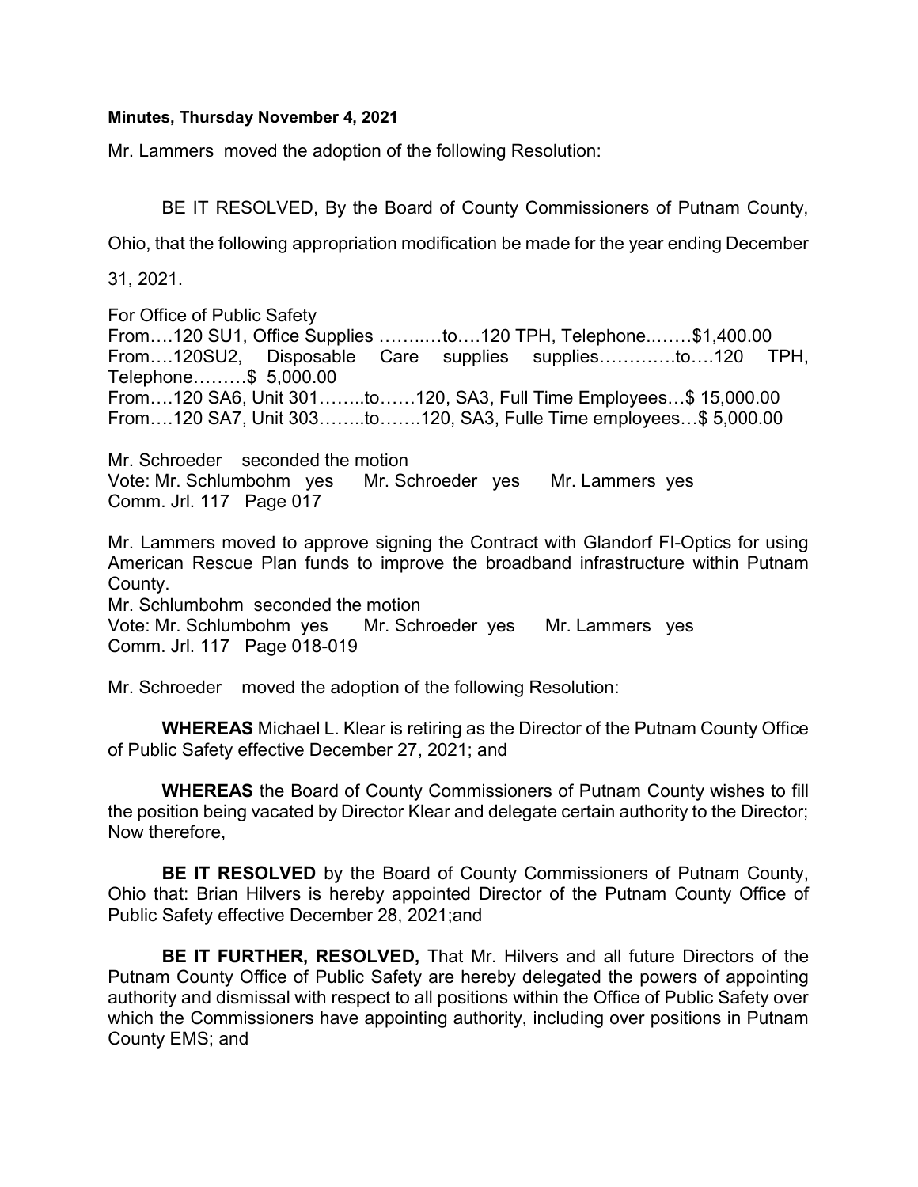**Minutes, Thursday November 4, 2021**

Mr. Lammers moved the adoption of the following Resolution:

BE IT RESOLVED, By the Board of County Commissioners of Putnam County, Ohio, that the following appropriation modification be made for the year ending December 31, 2021.

For Office of Public Safety
From….120 SU1, Office Supplies ……..…to….120 TPH, Telephone..……$1,400.00
From….120SU2, Disposable Care supplies supplies………….to….120 TPH, Telephone………$ 5,000.00
From….120 SA6, Unit 301……..to……120, SA3, Full Time Employees…$ 15,000.00
From….120 SA7, Unit 303……..to…….120, SA3, Fulle Time employees…$ 5,000.00

Mr. Schroeder seconded the motion
Vote: Mr. Schlumbohm yes Mr. Schroeder yes Mr. Lammers yes
Comm. Jrl. 117 Page 017

Mr. Lammers moved to approve signing the Contract with Glandorf FI-Optics for using American Rescue Plan funds to improve the broadband infrastructure within Putnam County.
Mr. Schlumbohm seconded the motion
Vote: Mr. Schlumbohm yes Mr. Schroeder yes Mr. Lammers yes
Comm. Jrl. 117 Page 018-019

Mr. Schroeder moved the adoption of the following Resolution:

**WHEREAS** Michael L. Klear is retiring as the Director of the Putnam County Office of Public Safety effective December 27, 2021; and

**WHEREAS** the Board of County Commissioners of Putnam County wishes to fill the position being vacated by Director Klear and delegate certain authority to the Director; Now therefore,

**BE IT RESOLVED** by the Board of County Commissioners of Putnam County, Ohio that: Brian Hilvers is hereby appointed Director of the Putnam County Office of Public Safety effective December 28, 2021;and

**BE IT FURTHER, RESOLVED,** That Mr. Hilvers and all future Directors of the Putnam County Office of Public Safety are hereby delegated the powers of appointing authority and dismissal with respect to all positions within the Office of Public Safety over which the Commissioners have appointing authority, including over positions in Putnam County EMS; and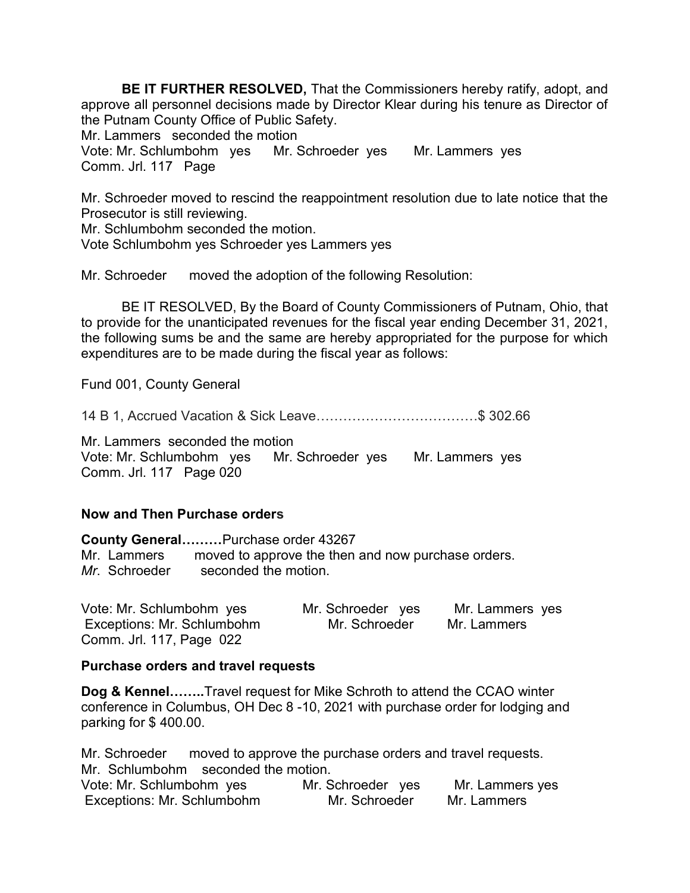**BE IT FURTHER RESOLVED,** That the Commissioners hereby ratify, adopt, and approve all personnel decisions made by Director Klear during his tenure as Director of the Putnam County Office of Public Safety.
Mr. Lammers seconded the motion
Vote: Mr. Schlumbohm yes Mr. Schroeder yes Mr. Lammers yes
Comm. Jrl. 117 Page

Mr. Schroeder moved to rescind the reappointment resolution due to late notice that the Prosecutor is still reviewing.
Mr. Schlumbohm seconded the motion.
Vote Schlumbohm yes Schroeder yes Lammers yes

Mr. Schroeder moved the adoption of the following Resolution:

BE IT RESOLVED, By the Board of County Commissioners of Putnam, Ohio, that to provide for the unanticipated revenues for the fiscal year ending December 31, 2021, the following sums be and the same are hereby appropriated for the purpose for which expenditures are to be made during the fiscal year as follows:

Fund 001, County General

14 B 1, Accrued Vacation & Sick Leave………………………………$ 302.66

Mr. Lammers seconded the motion
Vote: Mr. Schlumbohm yes Mr. Schroeder yes Mr. Lammers yes
Comm. Jrl. 117 Page 020

**Now and Then Purchase orders**

**County General………**Purchase order 43267
Mr. Lammers moved to approve the then and now purchase orders.
*Mr.* Schroeder seconded the motion.

Vote: Mr. Schlumbohm yes Mr. Schroeder yes Mr. Lammers yes
Exceptions: Mr. Schlumbohm Mr. Schroeder Mr. Lammers
Comm. Jrl. 117, Page 022

**Purchase orders and travel requests**

**Dog & Kennel……..**Travel request for Mike Schroth to attend the CCAO winter conference in Columbus, OH Dec 8 -10, 2021 with purchase order for lodging and parking for $ 400.00.

Mr. Schroeder moved to approve the purchase orders and travel requests.
Mr. Schlumbohm seconded the motion.
Vote: Mr. Schlumbohm yes Mr. Schroeder yes Mr. Lammers yes
Exceptions: Mr. Schlumbohm Mr. Schroeder Mr. Lammers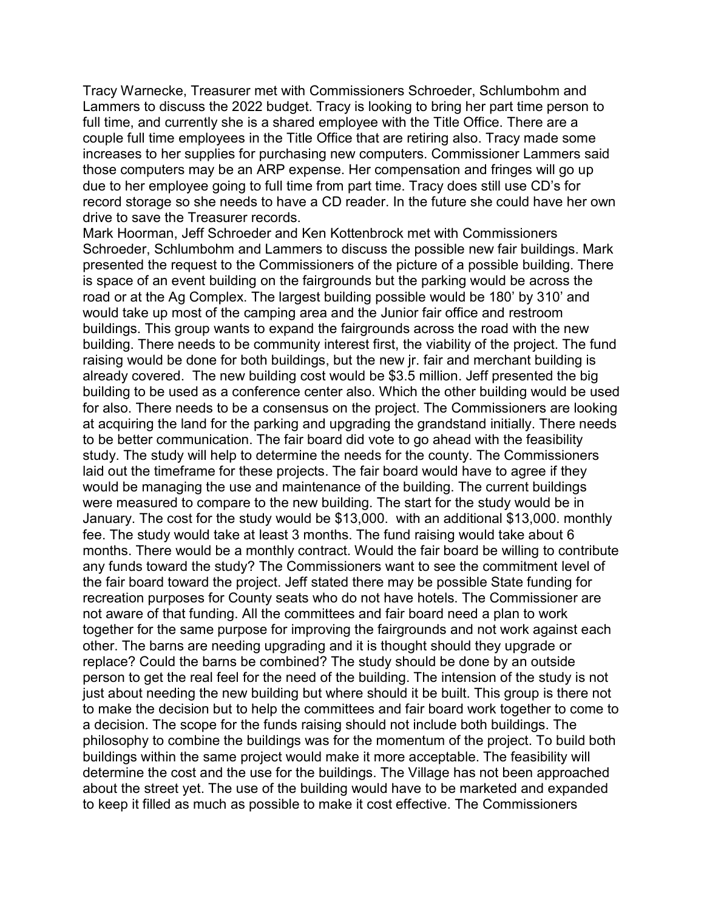Tracy Warnecke, Treasurer met with Commissioners Schroeder, Schlumbohm and Lammers to discuss the 2022 budget. Tracy is looking to bring her part time person to full time, and currently she is a shared employee with the Title Office. There are a couple full time employees in the Title Office that are retiring also. Tracy made some increases to her supplies for purchasing new computers. Commissioner Lammers said those computers may be an ARP expense. Her compensation and fringes will go up due to her employee going to full time from part time. Tracy does still use CD's for record storage so she needs to have a CD reader. In the future she could have her own drive to save the Treasurer records.

Mark Hoorman, Jeff Schroeder and Ken Kottenbrock met with Commissioners Schroeder, Schlumbohm and Lammers to discuss the possible new fair buildings. Mark presented the request to the Commissioners of the picture of a possible building. There is space of an event building on the fairgrounds but the parking would be across the road or at the Ag Complex. The largest building possible would be 180' by 310' and would take up most of the camping area and the Junior fair office and restroom buildings. This group wants to expand the fairgrounds across the road with the new building. There needs to be community interest first, the viability of the project. The fund raising would be done for both buildings, but the new jr. fair and merchant building is already covered. The new building cost would be $3.5 million. Jeff presented the big building to be used as a conference center also. Which the other building would be used for also. There needs to be a consensus on the project. The Commissioners are looking at acquiring the land for the parking and upgrading the grandstand initially. There needs to be better communication. The fair board did vote to go ahead with the feasibility study. The study will help to determine the needs for the county. The Commissioners laid out the timeframe for these projects. The fair board would have to agree if they would be managing the use and maintenance of the building. The current buildings were measured to compare to the new building. The start for the study would be in January. The cost for the study would be $13,000. with an additional $13,000. monthly fee. The study would take at least 3 months. The fund raising would take about 6 months. There would be a monthly contract. Would the fair board be willing to contribute any funds toward the study? The Commissioners want to see the commitment level of the fair board toward the project. Jeff stated there may be possible State funding for recreation purposes for County seats who do not have hotels. The Commissioner are not aware of that funding. All the committees and fair board need a plan to work together for the same purpose for improving the fairgrounds and not work against each other. The barns are needing upgrading and it is thought should they upgrade or replace? Could the barns be combined? The study should be done by an outside person to get the real feel for the need of the building. The intension of the study is not just about needing the new building but where should it be built. This group is there not to make the decision but to help the committees and fair board work together to come to a decision. The scope for the funds raising should not include both buildings. The philosophy to combine the buildings was for the momentum of the project. To build both buildings within the same project would make it more acceptable. The feasibility will determine the cost and the use for the buildings. The Village has not been approached about the street yet. The use of the building would have to be marketed and expanded to keep it filled as much as possible to make it cost effective. The Commissioners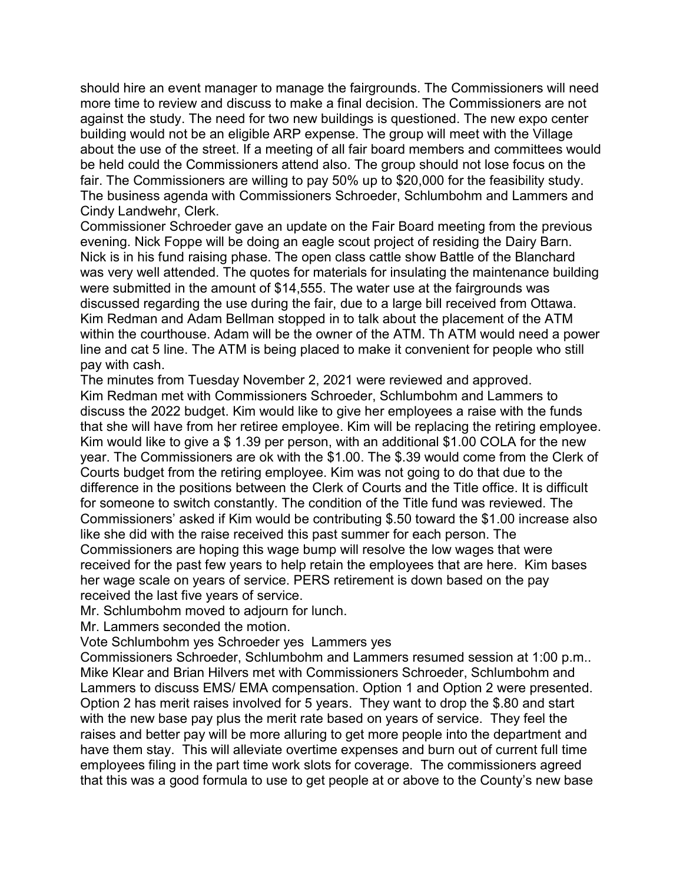should hire an event manager to manage the fairgrounds. The Commissioners will need more time to review and discuss to make a final decision. The Commissioners are not against the study. The need for two new buildings is questioned. The new expo center building would not be an eligible ARP expense. The group will meet with the Village about the use of the street. If a meeting of all fair board members and committees would be held could the Commissioners attend also. The group should not lose focus on the fair. The Commissioners are willing to pay 50% up to $20,000 for the feasibility study.
The business agenda with Commissioners Schroeder, Schlumbohm and Lammers and Cindy Landwehr, Clerk.
Commissioner Schroeder gave an update on the Fair Board meeting from the previous evening. Nick Foppe will be doing an eagle scout project of residing the Dairy Barn. Nick is in his fund raising phase. The open class cattle show Battle of the Blanchard was very well attended. The quotes for materials for insulating the maintenance building were submitted in the amount of $14,555. The water use at the fairgrounds was discussed regarding the use during the fair, due to a large bill received from Ottawa.
Kim Redman and Adam Bellman stopped in to talk about the placement of the ATM within the courthouse. Adam will be the owner of the ATM. Th ATM would need a power line and cat 5 line. The ATM is being placed to make it convenient for people who still pay with cash.
The minutes from Tuesday November 2, 2021 were reviewed and approved.
Kim Redman met with Commissioners Schroeder, Schlumbohm and Lammers to discuss the 2022 budget. Kim would like to give her employees a raise with the funds that she will have from her retiree employee. Kim will be replacing the retiring employee. Kim would like to give a $ 1.39 per person, with an additional $1.00 COLA for the new year. The Commissioners are ok with the $1.00. The $.39 would come from the Clerk of Courts budget from the retiring employee. Kim was not going to do that due to the difference in the positions between the Clerk of Courts and the Title office. It is difficult for someone to switch constantly. The condition of the Title fund was reviewed. The Commissioners' asked if Kim would be contributing $.50 toward the $1.00 increase also like she did with the raise received this past summer for each person. The Commissioners are hoping this wage bump will resolve the low wages that were received for the past few years to help retain the employees that are here. Kim bases her wage scale on years of service. PERS retirement is down based on the pay received the last five years of service.
Mr. Schlumbohm moved to adjourn for lunch.
Mr. Lammers seconded the motion.
Vote Schlumbohm yes Schroeder yes Lammers yes
Commissioners Schroeder, Schlumbohm and Lammers resumed session at 1:00 p.m..
Mike Klear and Brian Hilvers met with Commissioners Schroeder, Schlumbohm and Lammers to discuss EMS/ EMA compensation. Option 1 and Option 2 were presented. Option 2 has merit raises involved for 5 years. They want to drop the $.80 and start with the new base pay plus the merit rate based on years of service. They feel the raises and better pay will be more alluring to get more people into the department and have them stay. This will alleviate overtime expenses and burn out of current full time employees filing in the part time work slots for coverage. The commissioners agreed that this was a good formula to use to get people at or above to the County's new base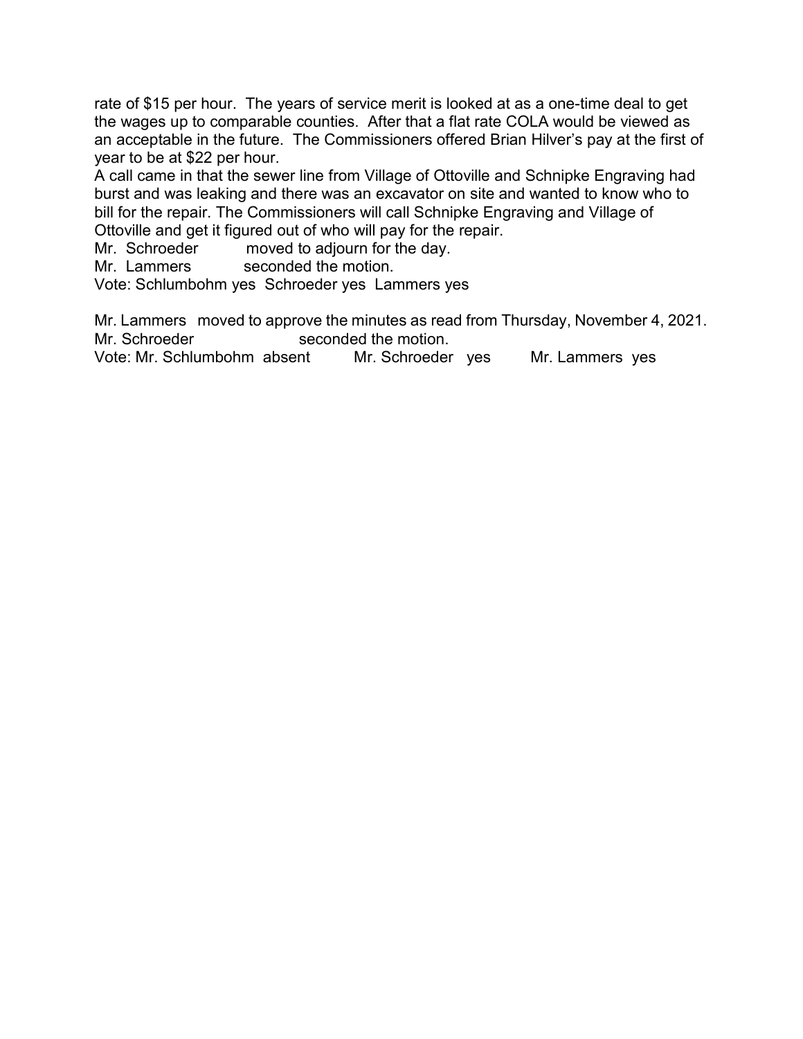rate of $15 per hour. The years of service merit is looked at as a one-time deal to get the wages up to comparable counties. After that a flat rate COLA would be viewed as an acceptable in the future. The Commissioners offered Brian Hilver's pay at the first of year to be at $22 per hour.

A call came in that the sewer line from Village of Ottoville and Schnipke Engraving had burst and was leaking and there was an excavator on site and wanted to know who to bill for the repair. The Commissioners will call Schnipke Engraving and Village of Ottoville and get it figured out of who will pay for the repair.

Mr. Schroeder moved to adjourn for the day.
Mr. Lammers seconded the motion.
Vote: Schlumbohm yes Schroeder yes Lammers yes

Mr. Lammers moved to approve the minutes as read from Thursday, November 4, 2021.
Mr. Schroeder seconded the motion.
Vote: Mr. Schlumbohm absent Mr. Schroeder yes Mr. Lammers yes